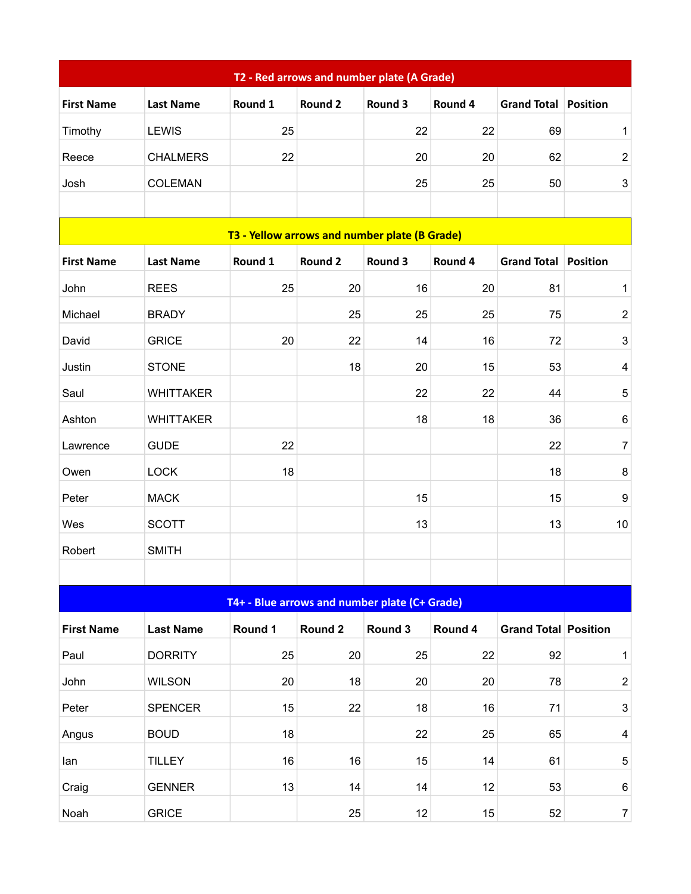| T2 - Red arrows and number plate (A Grade) | | | | | | | |
|---|---|---|---|---|---|---|---|
| **First Name** | **Last Name** | **Round 1** | **Round 2** | **Round 3** | **Round 4** | **Grand Total** | **Position** |
| Timothy | LEWIS | 25 | | 22 | 22 | 69 | 1 |
| Reece | CHALMERS | 22 | | 20 | 20 | 62 | 2 |
| Josh | COLEMAN | | | 25 | 25 | 50 | 3 |

| T3 - Yellow arrows and number plate (B Grade) | | | | | | | |
|---|---|---|---|---|---|---|---|
| **First Name** | **Last Name** | **Round 1** | **Round 2** | **Round 3** | **Round 4** | **Grand Total** | **Position** |
| John | REES | 25 | 20 | 16 | 20 | 81 | 1 |
| Michael | BRADY | | 25 | 25 | 25 | 75 | 2 |
| David | GRICE | 20 | 22 | 14 | 16 | 72 | 3 |
| Justin | STONE | | 18 | 20 | 15 | 53 | 4 |
| Saul | WHITTAKER | | | 22 | 22 | 44 | 5 |
| Ashton | WHITTAKER | | | 18 | 18 | 36 | 6 |
| Lawrence | GUDE | 22 | | | | 22 | 7 |
| Owen | LOCK | 18 | | | | 18 | 8 |
| Peter | MACK | | | 15 | | 15 | 9 |
| Wes | SCOTT | | | 13 | | 13 | 10 |
| Robert | SMITH | | | | | | |

| T4+ - Blue arrows and number plate (C+ Grade) | | | | | | | |
|---|---|---|---|---|---|---|---|
| **First Name** | **Last Name** | **Round 1** | **Round 2** | **Round 3** | **Round 4** | **Grand Total** | **Position** |
| Paul | DORRITY | 25 | 20 | 25 | 22 | 92 | 1 |
| John | WILSON | 20 | 18 | 20 | 20 | 78 | 2 |
| Peter | SPENCER | 15 | 22 | 18 | 16 | 71 | 3 |
| Angus | BOUD | 18 | | 22 | 25 | 65 | 4 |
| Ian | TILLEY | 16 | 16 | 15 | 14 | 61 | 5 |
| Craig | GENNER | 13 | 14 | 14 | 12 | 53 | 6 |
| Noah | GRICE | | 25 | 12 | 15 | 52 | 7 |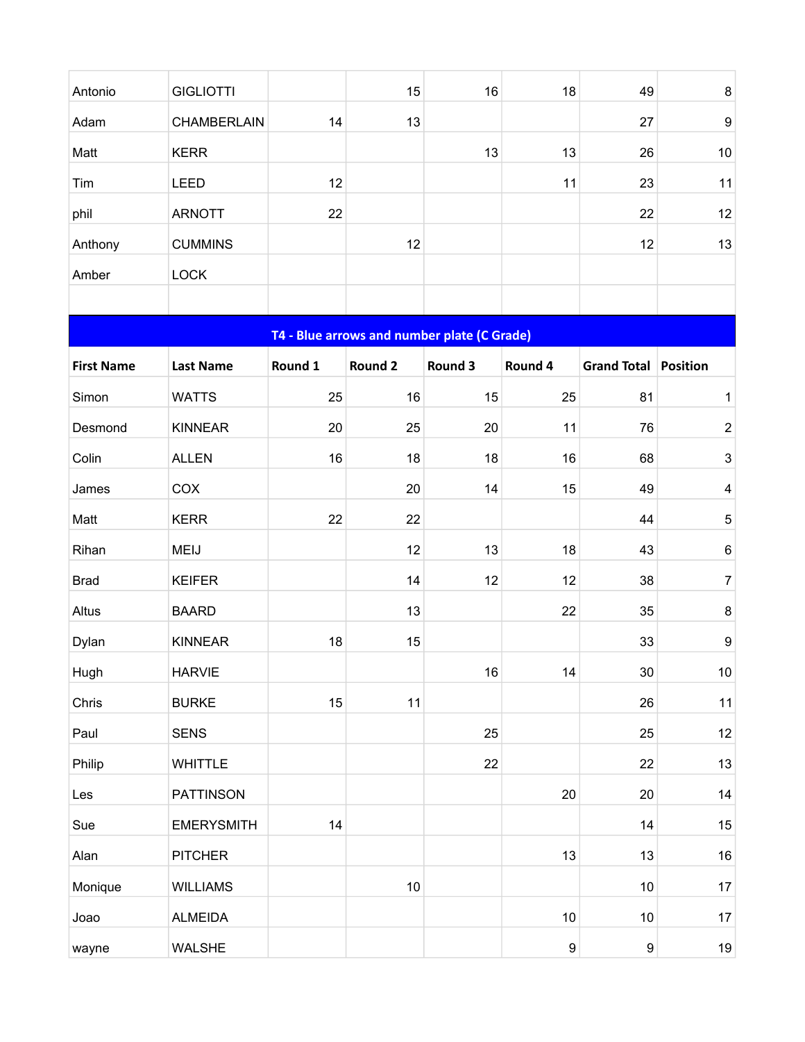| | | | | | | | |
|---|---|---|---|---|---|---|---|
| Antonio | GIGLIOTTI | | 15 | 16 | 18 | 49 | 8 |
| Adam | CHAMBERLAIN | 14 | 13 | | | 27 | 9 |
| Matt | KERR | | | 13 | 13 | 26 | 10 |
| Tim | LEED | 12 | | | 11 | 23 | 11 |
| phil | ARNOTT | 22 | | | | 22 | 12 |
| Anthony | CUMMINS | | 12 | | | 12 | 13 |
| Amber | LOCK | | | | | | |
| | | | | | | | |

| T4 - Blue arrows and number plate (C Grade) | | | | | | | |
|---|---|---|---|---|---|---|---|
| **First Name** | **Last Name** | **Round 1** | **Round 2** | **Round 3** | **Round 4** | **Grand Total** | **Position** |
| Simon | WATTS | 25 | 16 | 15 | 25 | 81 | 1 |
| Desmond | KINNEAR | 20 | 25 | 20 | 11 | 76 | 2 |
| Colin | ALLEN | 16 | 18 | 18 | 16 | 68 | 3 |
| James | COX | | 20 | 14 | 15 | 49 | 4 |
| Matt | KERR | 22 | 22 | | | 44 | 5 |
| Rihan | MEIJ | | 12 | 13 | 18 | 43 | 6 |
| Brad | KEIFER | | 14 | 12 | 12 | 38 | 7 |
| Altus | BAARD | | 13 | | 22 | 35 | 8 |
| Dylan | KINNEAR | 18 | 15 | | | 33 | 9 |
| Hugh | HARVIE | | | 16 | 14 | 30 | 10 |
| Chris | BURKE | 15 | 11 | | | 26 | 11 |
| Paul | SENS | | | 25 | | 25 | 12 |
| Philip | WHITTLE | | | 22 | | 22 | 13 |
| Les | PATTINSON | | | | 20 | 20 | 14 |
| Sue | EMERYSMITH | 14 | | | | 14 | 15 |
| Alan | PITCHER | | | | 13 | 13 | 16 |
| Monique | WILLIAMS | | 10 | | | 10 | 17 |
| Joao | ALMEIDA | | | | 10 | 10 | 17 |
| wayne | WALSHE | | | | 9 | 9 | 19 |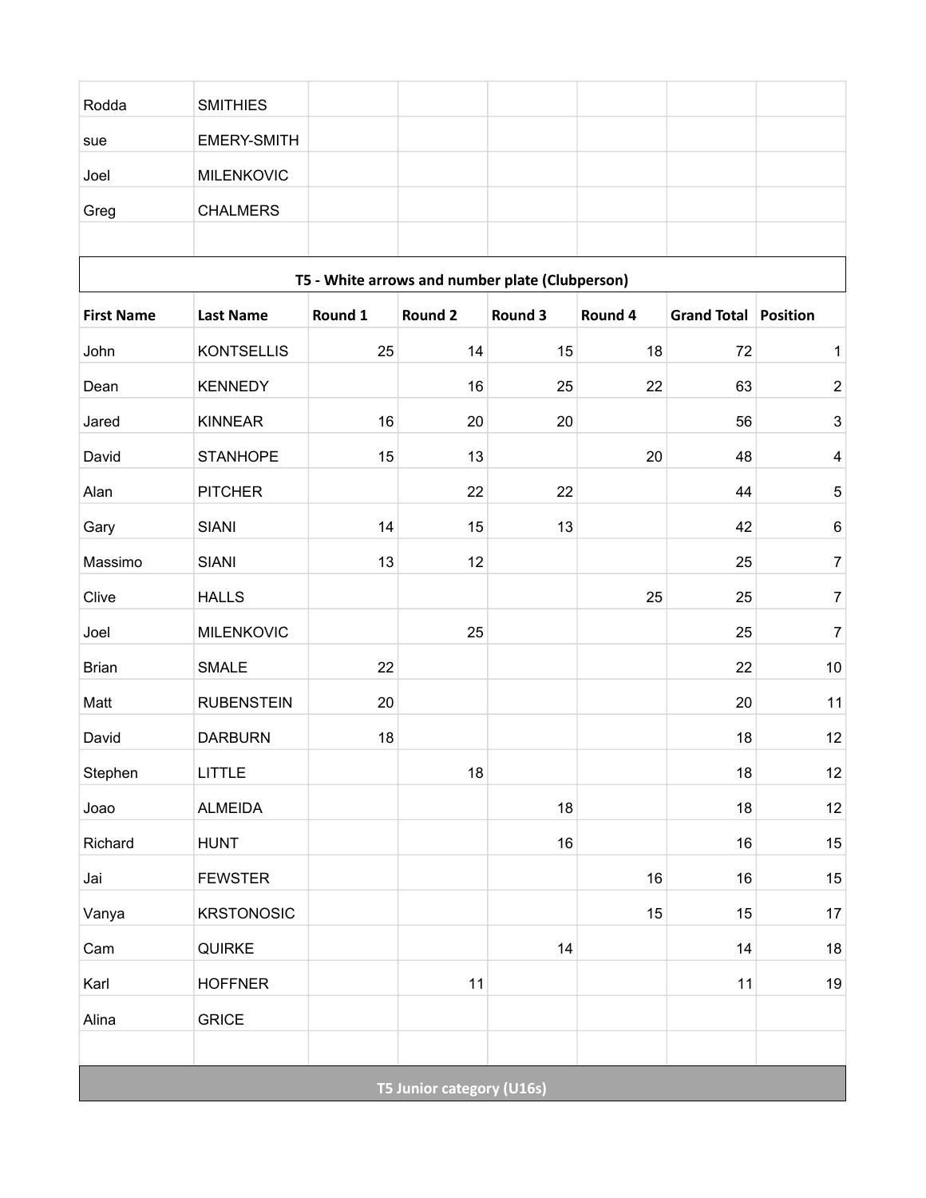| | | | | | | | |
|---|---|---|---|---|---|---|---|
| Rodda | SMITHIES | | | | | | |
| sue | EMERY-SMITH | | | | | | |
| Joel | MILENKOVIC | | | | | | |
| Greg | CHALMERS | | | | | | |

## T5 - White arrows and number plate (Clubperson)

| First Name | Last Name | Round 1 | Round 2 | Round 3 | Round 4 | Grand Total | Position |
|---|---|---|---|---|---|---|---|
| John | KONTSELLIS | 25 | 14 | 15 | 18 | 72 | 1 |
| Dean | KENNEDY | | 16 | 25 | 22 | 63 | 2 |
| Jared | KINNEAR | 16 | 20 | 20 | | 56 | 3 |
| David | STANHOPE | 15 | 13 | | 20 | 48 | 4 |
| Alan | PITCHER | | 22 | 22 | | 44 | 5 |
| Gary | SIANI | 14 | 15 | 13 | | 42 | 6 |
| Massimo | SIANI | 13 | 12 | | | 25 | 7 |
| Clive | HALLS | | | | 25 | 25 | 7 |
| Joel | MILENKOVIC | | 25 | | | 25 | 7 |
| Brian | SMALE | 22 | | | | 22 | 10 |
| Matt | RUBENSTEIN | 20 | | | | 20 | 11 |
| David | DARBURN | 18 | | | | 18 | 12 |
| Stephen | LITTLE | | 18 | | | 18 | 12 |
| Joao | ALMEIDA | | | 18 | | 18 | 12 |
| Richard | HUNT | | | 16 | | 16 | 15 |
| Jai | FEWSTER | | | | 16 | 16 | 15 |
| Vanya | KRSTONOSIC | | | | 15 | 15 | 17 |
| Cam | QUIRKE | | | 14 | | 14 | 18 |
| Karl | HOFFNER | | 11 | | | 11 | 19 |
| Alina | GRICE | | | | | | |

## T5 Junior category (U16s)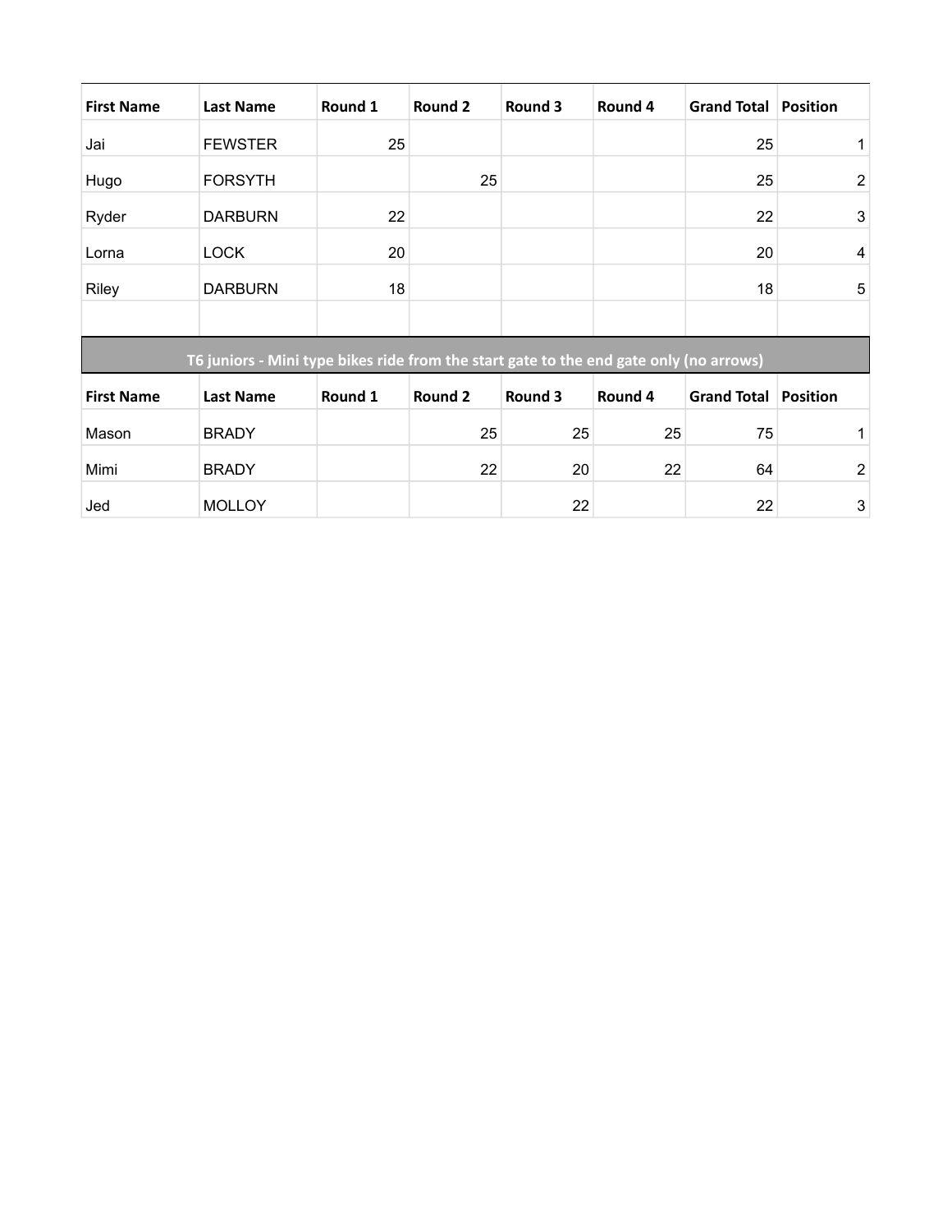| First Name | Last Name | Round 1 | Round 2 | Round 3 | Round 4 | Grand Total | Position |
|---|---|---|---|---|---|---|---|
| Jai | FEWSTER | 25 | | | | 25 | 1 |
| Hugo | FORSYTH | | 25 | | | 25 | 2 |
| Ryder | DARBURN | 22 | | | | 22 | 3 |
| Lorna | LOCK | 20 | | | | 20 | 4 |
| Riley | DARBURN | 18 | | | | 18 | 5 |
| | | | | | | | |

**T6 juniors - Mini type bikes ride from the start gate to the end gate only (no arrows)**

| First Name | Last Name | Round 1 | Round 2 | Round 3 | Round 4 | Grand Total | Position |
|---|---|---|---|---|---|---|---|
| Mason | BRADY | | 25 | 25 | 25 | 75 | 1 |
| Mimi | BRADY | | 22 | 20 | 22 | 64 | 2 |
| Jed | MOLLOY | | | 22 | | 22 | 3 |